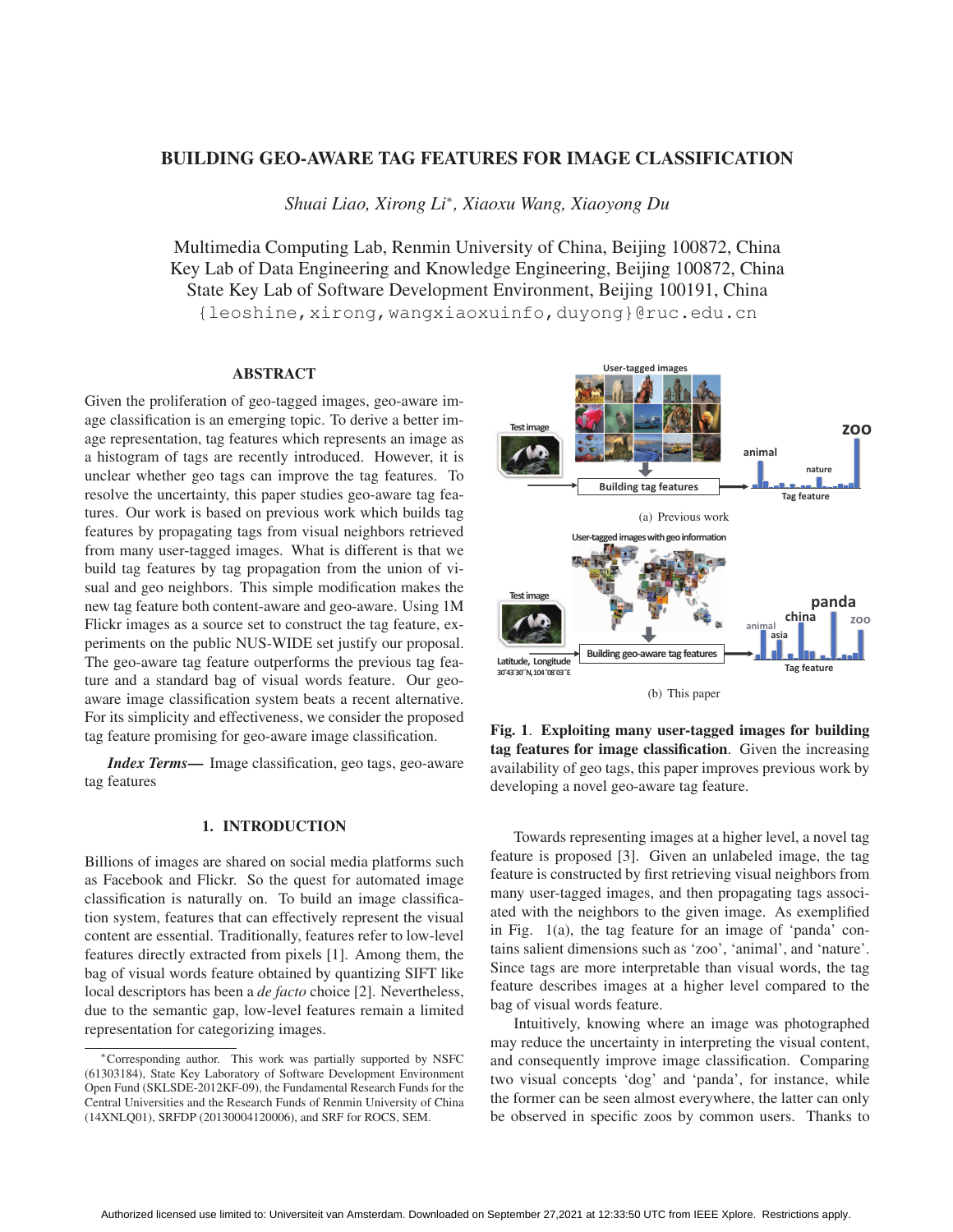# BUILDING GEO-AWARE TAG FEATURES FOR IMAGE CLASSIFICATION

*Shuai Liao, Xirong Li\*, Xiaoxu Wang, Xiaoyong Du*

Multimedia Computing Lab, Renmin University of China, Beijing 100872, China
Key Lab of Data Engineering and Knowledge Engineering, Beijing 100872, China
State Key Lab of Software Development Environment, Beijing 100191, China
{leoshine,xirong,wangxiaoxuinfo,duyong}@ruc.edu.cn

## ABSTRACT

Given the proliferation of geo-tagged images, geo-aware image classification is an emerging topic. To derive a better image representation, tag features which represents an image as a histogram of tags are recently introduced. However, it is unclear whether geo tags can improve the tag features. To resolve the uncertainty, this paper studies geo-aware tag features. Our work is based on previous work which builds tag features by propagating tags from visual neighbors retrieved from many user-tagged images. What is different is that we build tag features by tag propagation from the union of visual and geo neighbors. This simple modification makes the new tag feature both content-aware and geo-aware. Using 1M Flickr images as a source set to construct the tag feature, experiments on the public NUS-WIDE set justify our proposal. The geo-aware tag feature outperforms the previous tag feature and a standard bag of visual words feature. Our geo-aware image classification system beats a recent alternative. For its simplicity and effectiveness, we consider the proposed tag feature promising for geo-aware image classification.

***Index Terms*—** Image classification, geo tags, geo-aware tag features

## 1. INTRODUCTION

Billions of images are shared on social media platforms such as Facebook and Flickr. So the quest for automated image classification is naturally on. To build an image classification system, features that can effectively represent the visual content are essential. Traditionally, features refer to low-level features directly extracted from pixels [1]. Among them, the bag of visual words feature obtained by quantizing SIFT like local descriptors has been a *de facto* choice [2]. Nevertheless, due to the semantic gap, low-level features remain a limited representation for categorizing images.

\*Corresponding author. This work was partially supported by NSFC (61303184), State Key Laboratory of Software Development Environment Open Fund (SKLSDE-2012KF-09), the Fundamental Research Funds for the Central Universities and the Research Funds of Renmin University of China (14XNLQ01), SRFDP (20130004120006), and SRF for ROCS, SEM.

(a) Previous work

(b) This paper

**Fig. 1**. **Exploiting many user-tagged images for building tag features for image classification**. Given the increasing availability of geo tags, this paper improves previous work by developing a novel geo-aware tag feature.

Towards representing images at a higher level, a novel tag feature is proposed [3]. Given an unlabeled image, the tag feature is constructed by first retrieving visual neighbors from many user-tagged images, and then propagating tags associated with the neighbors to the given image. As exemplified in Fig. 1(a), the tag feature for an image of 'panda' contains salient dimensions such as 'zoo', 'animal', and 'nature'. Since tags are more interpretable than visual words, the tag feature describes images at a higher level compared to the bag of visual words feature.

Intuitively, knowing where an image was photographed may reduce the uncertainty in interpreting the visual content, and consequently improve image classification. Comparing two visual concepts 'dog' and 'panda', for instance, while the former can be seen almost everywhere, the latter can only be observed in specific zoos by common users. Thanks to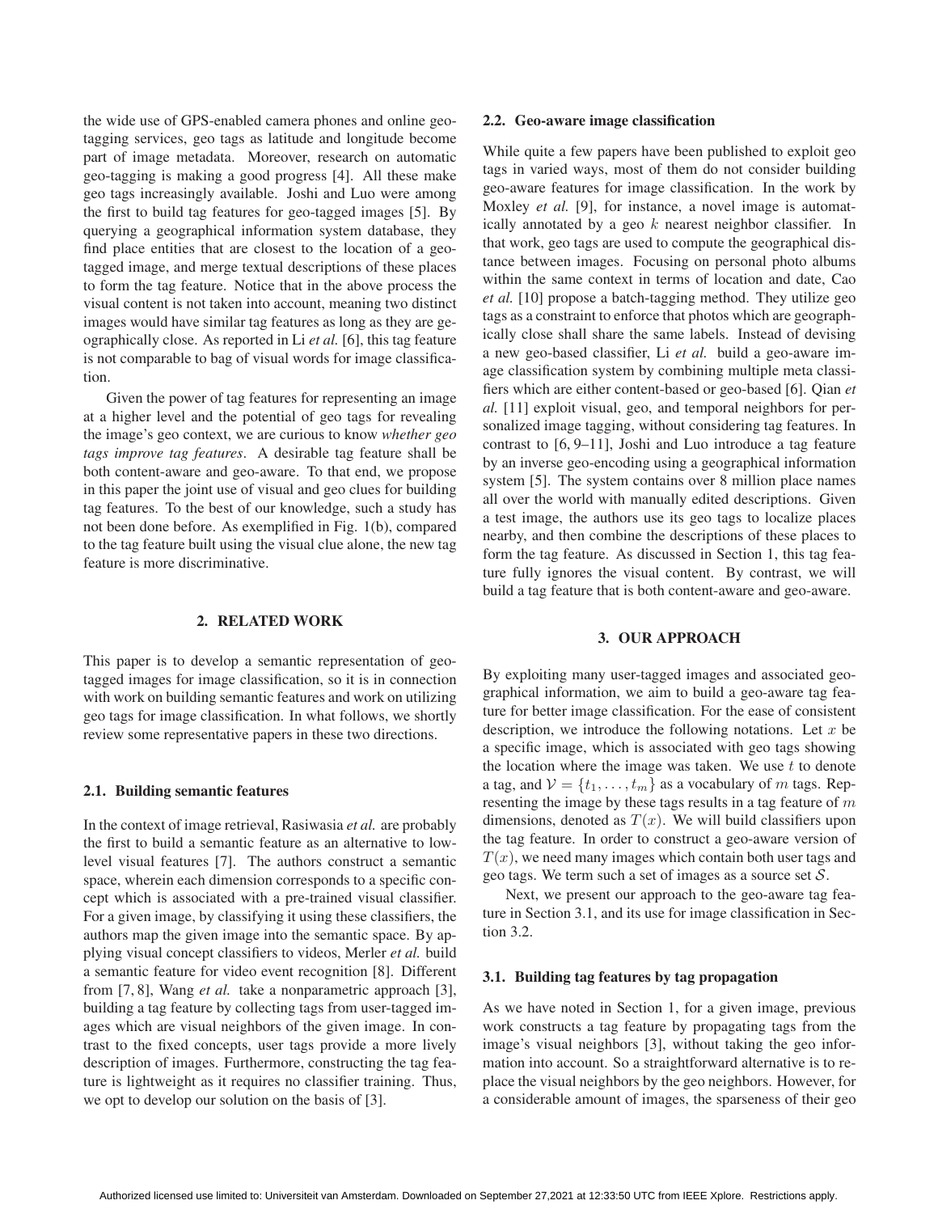the wide use of GPS-enabled camera phones and online geo-tagging services, geo tags as latitude and longitude become part of image metadata. Moreover, research on automatic geo-tagging is making a good progress [4]. All these make geo tags increasingly available. Joshi and Luo were among the first to build tag features for geo-tagged images [5]. By querying a geographical information system database, they find place entities that are closest to the location of a geo-tagged image, and merge textual descriptions of these places to form the tag feature. Notice that in the above process the visual content is not taken into account, meaning two distinct images would have similar tag features as long as they are geographically close. As reported in Li *et al.* [6], this tag feature is not comparable to bag of visual words for image classification.

Given the power of tag features for representing an image at a higher level and the potential of geo tags for revealing the image's geo context, we are curious to know *whether geo tags improve tag features*. A desirable tag feature shall be both content-aware and geo-aware. To that end, we propose in this paper the joint use of visual and geo clues for building tag features. To the best of our knowledge, such a study has not been done before. As exemplified in Fig. 1(b), compared to the tag feature built using the visual clue alone, the new tag feature is more discriminative.

## 2. RELATED WORK

This paper is to develop a semantic representation of geo-tagged images for image classification, so it is in connection with work on building semantic features and work on utilizing geo tags for image classification. In what follows, we shortly review some representative papers in these two directions.

### 2.1. Building semantic features

In the context of image retrieval, Rasiwasia *et al.* are probably the first to build a semantic feature as an alternative to low-level visual features [7]. The authors construct a semantic space, wherein each dimension corresponds to a specific concept which is associated with a pre-trained visual classifier. For a given image, by classifying it using these classifiers, the authors map the given image into the semantic space. By applying visual concept classifiers to videos, Merler *et al.* build a semantic feature for video event recognition [8]. Different from [7, 8], Wang *et al.* take a nonparametric approach [3], building a tag feature by collecting tags from user-tagged images which are visual neighbors of the given image. In contrast to the fixed concepts, user tags provide a more lively description of images. Furthermore, constructing the tag feature is lightweight as it requires no classifier training. Thus, we opt to develop our solution on the basis of [3].

### 2.2. Geo-aware image classification

While quite a few papers have been published to exploit geo tags in varied ways, most of them do not consider building geo-aware features for image classification. In the work by Moxley *et al.* [9], for instance, a novel image is automatically annotated by a geo $k$ nearest neighbor classifier. In that work, geo tags are used to compute the geographical distance between images. Focusing on personal photo albums within the same context in terms of location and date, Cao *et al.* [10] propose a batch-tagging method. They utilize geo tags as a constraint to enforce that photos which are geographically close shall share the same labels. Instead of devising a new geo-based classifier, Li *et al.* build a geo-aware image classification system by combining multiple meta classifiers which are either content-based or geo-based [6]. Qian *et al.* [11] exploit visual, geo, and temporal neighbors for personalized image tagging, without considering tag features. In contrast to [6, 9–11], Joshi and Luo introduce a tag feature by an inverse geo-encoding using a geographical information system [5]. The system contains over 8 million place names all over the world with manually edited descriptions. Given a test image, the authors use its geo tags to localize places nearby, and then combine the descriptions of these places to form the tag feature. As discussed in Section 1, this tag feature fully ignores the visual content. By contrast, we will build a tag feature that is both content-aware and geo-aware.

## 3. OUR APPROACH

By exploiting many user-tagged images and associated geographical information, we aim to build a geo-aware tag feature for better image classification. For the ease of consistent description, we introduce the following notations. Let $x$ be a specific image, which is associated with geo tags showing the location where the image was taken. We use $t$ to denote a tag, and $\mathcal{V} = \{t_1, \ldots, t_m\}$ as a vocabulary of $m$ tags. Representing the image by these tags results in a tag feature of $m$ dimensions, denoted as $T(x)$. We will build classifiers upon the tag feature. In order to construct a geo-aware version of $T(x)$, we need many images which contain both user tags and geo tags. We term such a set of images as a source set $\mathcal{S}$.

Next, we present our approach to the geo-aware tag feature in Section 3.1, and its use for image classification in Section 3.2.

### 3.1. Building tag features by tag propagation

As we have noted in Section 1, for a given image, previous work constructs a tag feature by propagating tags from the image's visual neighbors [3], without taking the geo information into account. So a straightforward alternative is to replace the visual neighbors by the geo neighbors. However, for a considerable amount of images, the sparseness of their geo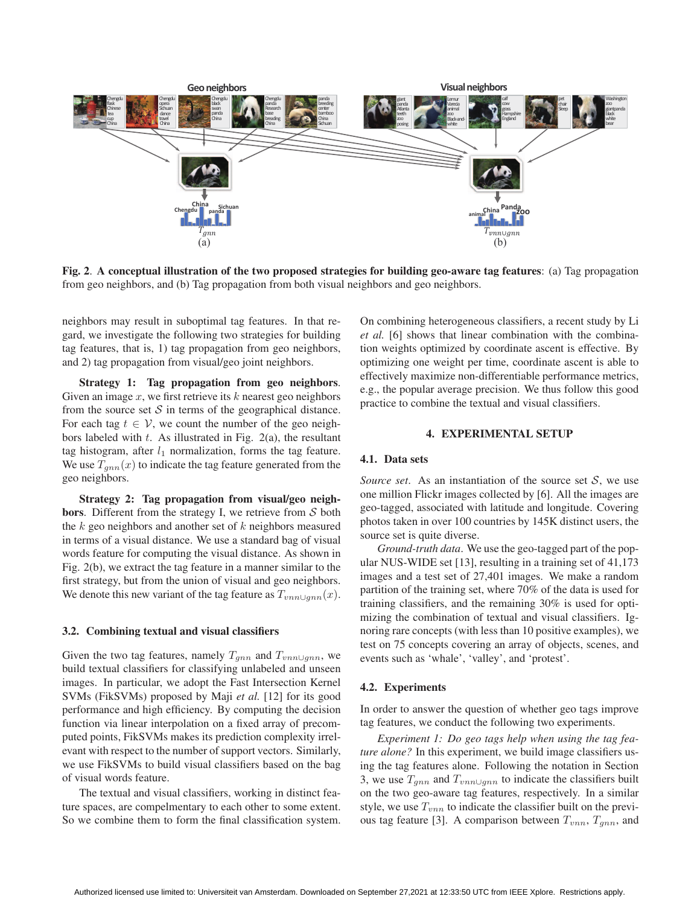**Fig. 2**. **A conceptual illustration of the two proposed strategies for building geo-aware tag features**: (a) Tag propagation from geo neighbors, and (b) Tag propagation from both visual neighbors and geo neighbors.

neighbors may result in suboptimal tag features. In that regard, we investigate the following two strategies for building tag features, that is, 1) tag propagation from geo neighbors, and 2) tag propagation from visual/geo joint neighbors.

**Strategy 1: Tag propagation from geo neighbors**. Given an image $x$, we first retrieve its $k$ nearest geo neighbors from the source set $\mathcal{S}$ in terms of the geographical distance. For each tag $t \in \mathcal{V}$, we count the number of the geo neighbors labeled with $t$. As illustrated in Fig. 2(a), the resultant tag histogram, after $l_1$ normalization, forms the tag feature. We use $T_{gnn}(x)$ to indicate the tag feature generated from the geo neighbors.

**Strategy 2: Tag propagation from visual/geo neighbors**. Different from the strategy I, we retrieve from $\mathcal{S}$ both the $k$ geo neighbors and another set of $k$ neighbors measured in terms of a visual distance. We use a standard bag of visual words feature for computing the visual distance. As shown in Fig. 2(b), we extract the tag feature in a manner similar to the first strategy, but from the union of visual and geo neighbors. We denote this new variant of the tag feature as $T_{vnn \cup gnn}(x)$.

### 3.2. Combining textual and visual classifiers

Given the two tag features, namely $T_{gnn}$ and $T_{vnn \cup gnn}$, we build textual classifiers for classifying unlabeled and unseen images. In particular, we adopt the Fast Intersection Kernel SVMs (FikSVMs) proposed by Maji *et al.* [12] for its good performance and high efficiency. By computing the decision function via linear interpolation on a fixed array of precomputed points, FikSVMs makes its prediction complexity irrelevant with respect to the number of support vectors. Similarly, we use FikSVMs to build visual classifiers based on the bag of visual words feature.

The textual and visual classifiers, working in distinct feature spaces, are compelmentary to each other to some extent. So we combine them to form the final classification system. On combining heterogeneous classifiers, a recent study by Li *et al.* [6] shows that linear combination with the combination weights optimized by coordinate ascent is effective. By optimizing one weight per time, coordinate ascent is able to effectively maximize non-differentiable performance metrics, e.g., the popular average precision. We thus follow this good practice to combine the textual and visual classifiers.

## 4. EXPERIMENTAL SETUP

### 4.1. Data sets

*Source set*. As an instantiation of the source set $\mathcal{S}$, we use one million Flickr images collected by [6]. All the images are geo-tagged, associated with latitude and longitude. Covering photos taken in over 100 countries by 145K distinct users, the source set is quite diverse.

*Ground-truth data*. We use the geo-tagged part of the popular NUS-WIDE set [13], resulting in a training set of 41,173 images and a test set of 27,401 images. We make a random partition of the training set, where 70% of the data is used for training classifiers, and the remaining 30% is used for optimizing the combination of textual and visual classifiers. Ignoring rare concepts (with less than 10 positive examples), we test on 75 concepts covering an array of objects, scenes, and events such as 'whale', 'valley', and 'protest'.

### 4.2. Experiments

In order to answer the question of whether geo tags improve tag features, we conduct the following two experiments.

*Experiment 1: Do geo tags help when using the tag feature alone?* In this experiment, we build image classifiers using the tag features alone. Following the notation in Section 3, we use $T_{gnn}$ and $T_{vnn \cup gnn}$ to indicate the classifiers built on the two geo-aware tag features, respectively. In a similar style, we use $T_{vnn}$ to indicate the classifier built on the previous tag feature [3]. A comparison between $T_{vnn}$, $T_{gnn}$, and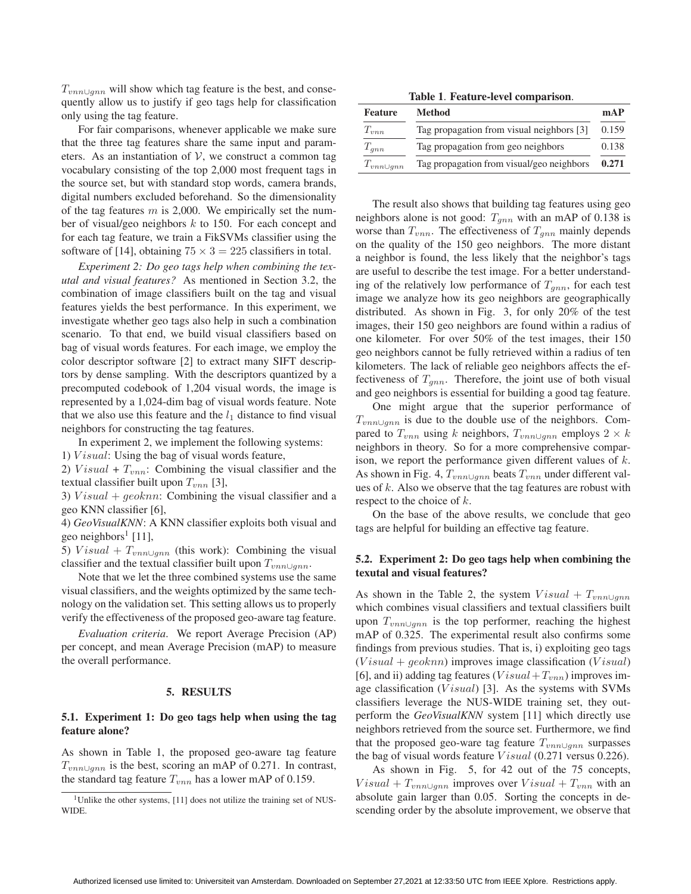$T_{vnn \cup gnn}$ will show which tag feature is the best, and consequently allow us to justify if geo tags help for classification only using the tag feature.

For fair comparisons, whenever applicable we make sure that the three tag features share the same input and parameters. As an instantiation of $\mathcal{V}$, we construct a common tag vocabulary consisting of the top 2,000 most frequent tags in the source set, but with standard stop words, camera brands, digital numbers excluded beforehand. So the dimensionality of the tag features $m$ is 2,000. We empirically set the number of visual/geo neighbors $k$ to 150. For each concept and for each tag feature, we train a FikSVMs classifier using the software of [14], obtaining $75 \times 3 = 225$ classifiers in total.

*Experiment 2: Do geo tags help when combining the textual and visual features?* As mentioned in Section 3.2, the combination of image classifiers built on the tag and visual features yields the best performance. In this experiment, we investigate whether geo tags also help in such a combination scenario. To that end, we build visual classifiers based on bag of visual words features. For each image, we employ the color descriptor software [2] to extract many SIFT descriptors by dense sampling. With the descriptors quantized by a precomputed codebook of 1,204 visual words, the image is represented by a 1,024-dim bag of visual words feature. Note that we also use this feature and the $l_1$ distance to find visual neighbors for constructing the tag features.

In experiment 2, we implement the following systems:

1) $Visual$: Using the bag of visual words feature,

2) $Visual$ + $T_{vnn}$: Combining the visual classifier and the textual classifier built upon $T_{vnn}$ [3],

3) $Visual + geoknn$: Combining the visual classifier and a geo KNN classifier [6],

4) ***GeoVisualKNN***: A KNN classifier exploits both visual and geo neighbors[1] [11],

5) $Visual + T_{vnn \cup gnn}$ (this work): Combining the visual classifier and the textual classifier built upon $T_{vnn \cup gnn}$.

Note that we let the three combined systems use the same visual classifiers, and the weights optimized by the same technology on the validation set. This setting allows us to properly verify the effectiveness of the proposed geo-aware tag feature.

*Evaluation criteria.* We report Average Precision (AP) per concept, and mean Average Precision (mAP) to measure the overall performance.

## 5. RESULTS

### 5.1. Experiment 1: Do geo tags help when using the tag feature alone?

As shown in Table 1, the proposed geo-aware tag feature $T_{vnn \cup gnn}$ is the best, scoring an mAP of 0.271. In contrast, the standard tag feature $T_{vnn}$ has a lower mAP of 0.159.

[1]Unlike the other systems, [11] does not utilize the training set of NUS-WIDE.

**Table 1**. **Feature-level comparison**.

| Feature | Method | mAP |
|---|---|---|
| $T_{vnn}$ | Tag propagation from visual neighbors [3] | 0.159 |
| $T_{gnn}$ | Tag propagation from geo neighbors | 0.138 |
| $T_{vnn \cup gnn}$ | Tag propagation from visual/geo neighbors | **0.271** |

The result also shows that building tag features using geo neighbors alone is not good: $T_{gnn}$ with an mAP of 0.138 is worse than $T_{vnn}$. The effectiveness of $T_{gnn}$ mainly depends on the quality of the 150 geo neighbors. The more distant a neighbor is found, the less likely that the neighbor's tags are useful to describe the test image. For a better understanding of the relatively low performance of $T_{gnn}$, for each test image we analyze how its geo neighbors are geographically distributed. As shown in Fig. 3, for only 20% of the test images, their 150 geo neighbors are found within a radius of one kilometer. For over 50% of the test images, their 150 geo neighbors cannot be fully retrieved within a radius of ten kilometers. The lack of reliable geo neighbors affects the effectiveness of $T_{gnn}$. Therefore, the joint use of both visual and geo neighbors is essential for building a good tag feature.

One might argue that the superior performance of $T_{vnn \cup gnn}$ is due to the double use of the neighbors. Compared to $T_{vnn}$ using $k$ neighbors, $T_{vnn \cup gnn}$ employs $2 \times k$ neighbors in theory. So for a more comprehensive comparison, we report the performance given different values of $k$. As shown in Fig. 4, $T_{vnn \cup gnn}$ beats $T_{vnn}$ under different values of $k$. Also we observe that the tag features are robust with respect to the choice of $k$.

On the base of the above results, we conclude that geo tags are helpful for building an effective tag feature.

### 5.2. Experiment 2: Do geo tags help when combining the texutal and visual features?

As shown in the Table 2, the system $Visual + T_{vnn \cup gnn}$ which combines visual classifiers and textual classifiers built upon $T_{vnn \cup gnn}$ is the top performer, reaching the highest mAP of 0.325. The experimental result also confirms some findings from previous studies. That is, i) exploiting geo tags ($Visual + geoknn$) improves image classification ($Visual$) [6], and ii) adding tag features ($Visual + T_{vnn}$) improves image classification ($Visual$) [3]. As the systems with SVMs classifiers leverage the NUS-WIDE training set, they outperform the ***GeoVisualKNN*** system [11] which directly use neighbors retrieved from the source set. Furthermore, we find that the proposed geo-ware tag feature $T_{vnn \cup gnn}$ surpasses the bag of visual words feature $Visual$ (0.271 versus 0.226).

As shown in Fig. 5, for 42 out of the 75 concepts, $Visual + T_{vnn \cup gnn}$ improves over $Visual + T_{vnn}$ with an absolute gain larger than 0.05. Sorting the concepts in descending order by the absolute improvement, we observe that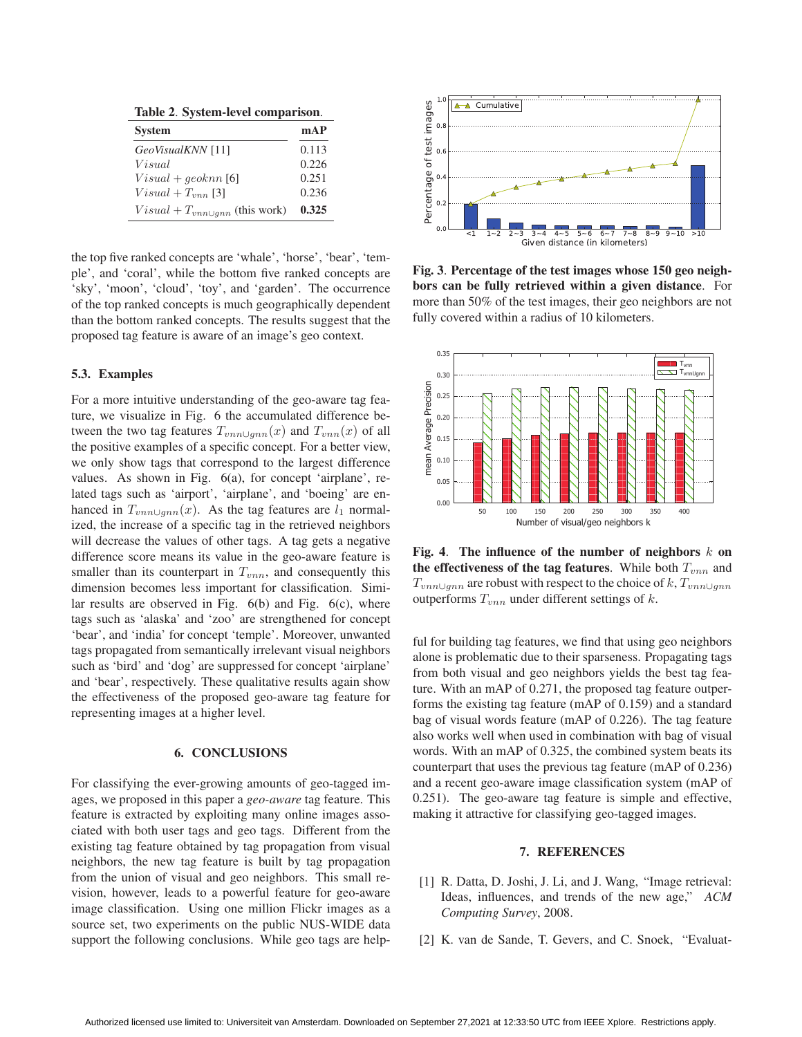**Table 2. System-level comparison.**

| System | mAP |
|---|---|
| *GeoVisualKNN* [11] | 0.113 |
| $Visual$ | 0.226 |
| $Visual + geoknn$ [6] | 0.251 |
| $Visual + T_{vnn}$ [3] | 0.236 |
| $Visual + T_{vnn \cup gnn}$ (this work) | **0.325** |

the top five ranked concepts are 'whale', 'horse', 'bear', 'temple', and 'coral', while the bottom five ranked concepts are 'sky', 'moon', 'cloud', 'toy', and 'garden'. The occurrence of the top ranked concepts is much geographically dependent than the bottom ranked concepts. The results suggest that the proposed tag feature is aware of an image's geo context.

### 5.3. Examples

For a more intuitive understanding of the geo-aware tag feature, we visualize in Fig. 6 the accumulated difference between the two tag features $T_{vnn \cup gnn}(x)$ and $T_{vnn}(x)$ of all the positive examples of a specific concept. For a better view, we only show tags that correspond to the largest difference values. As shown in Fig. 6(a), for concept 'airplane', related tags such as 'airport', 'airplane', and 'boeing' are enhanced in $T_{vnn \cup gnn}(x)$. As the tag features are $l_1$ normalized, the increase of a specific tag in the retrieved neighbors will decrease the values of other tags. A tag gets a negative difference score means its value in the geo-aware feature is smaller than its counterpart in $T_{vnn}$, and consequently this dimension becomes less important for classification. Similar results are observed in Fig. 6(b) and Fig. 6(c), where tags such as 'alaska' and 'zoo' are strengthened for concept 'bear', and 'india' for concept 'temple'. Moreover, unwanted tags propagated from semantically irrelevant visual neighbors such as 'bird' and 'dog' are suppressed for concept 'airplane' and 'bear', respectively. These qualitative results again show the effectiveness of the proposed geo-aware tag feature for representing images at a higher level.

## 6. CONCLUSIONS

For classifying the ever-growing amounts of geo-tagged images, we proposed in this paper a *geo-aware* tag feature. This feature is extracted by exploiting many online images associated with both user tags and geo tags. Different from the existing tag feature obtained by tag propagation from visual neighbors, the new tag feature is built by tag propagation from the union of visual and geo neighbors. This small revision, however, leads to a powerful feature for geo-aware image classification. Using one million Flickr images as a source set, two experiments on the public NUS-WIDE data support the following conclusions. While geo tags are helpful for building tag features, we find that using geo neighbors alone is problematic due to their sparseness. Propagating tags from both visual and geo neighbors yields the best tag feature. With an mAP of 0.271, the proposed tag feature outperforms the existing tag feature (mAP of 0.159) and a standard bag of visual words feature (mAP of 0.226). The tag feature also works well when used in combination with bag of visual words. With an mAP of 0.325, the combined system beats its counterpart that uses the previous tag feature (mAP of 0.236) and a recent geo-aware image classification system (mAP of 0.251). The geo-aware tag feature is simple and effective, making it attractive for classifying geo-tagged images.

**Fig. 3**. **Percentage of the test images whose 150 geo neighbors can be fully retrieved within a given distance**. For more than 50% of the test images, their geo neighbors are not fully covered within a radius of 10 kilometers.

**Fig. 4**. **The influence of the number of neighbors $k$ on the effectiveness of the tag features**. While both $T_{vnn}$ and $T_{vnn \cup gnn}$ are robust with respect to the choice of $k$, $T_{vnn \cup gnn}$ outperforms $T_{vnn}$ under different settings of $k$.

## 7. REFERENCES

[1] R. Datta, D. Joshi, J. Li, and J. Wang, "Image retrieval: Ideas, influences, and trends of the new age," *ACM Computing Survey*, 2008.

[2] K. van de Sande, T. Gevers, and C. Snoek, "Evaluat-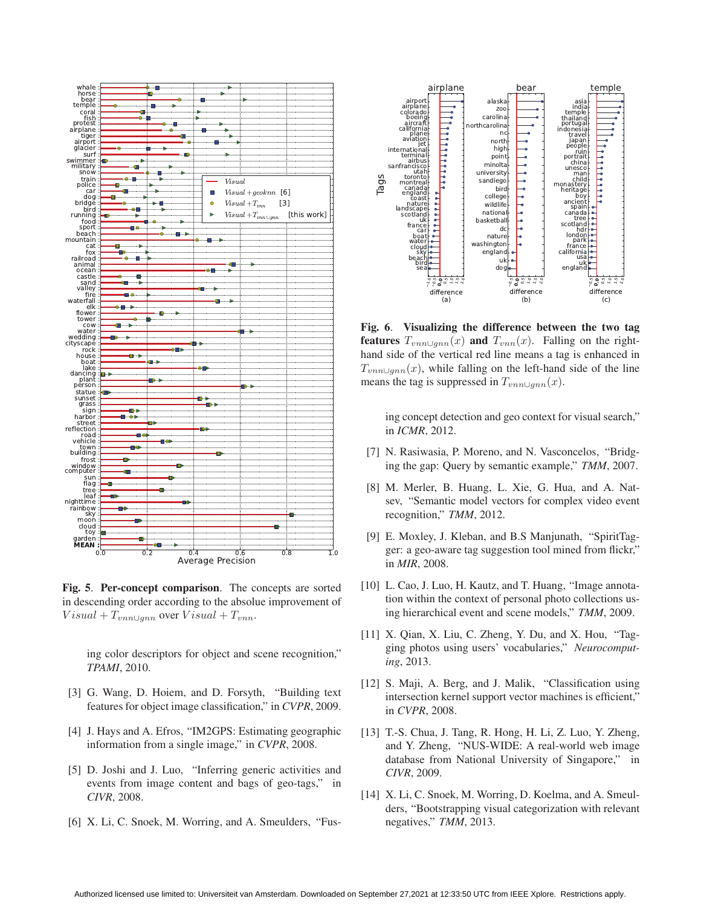whale
horse
bear
temple
coral
fish
protest
airplane
tiger
airport
glacier
surf
swimmer
military
snow
train
police
car
dog
bridge
bird
running
food
sport
beach
mountain
cat
fox
railroad
animal
ocean
castle
sand
valley
fire
waterfall
elk
flower
tower
cow
water
wedding
cityscape
rock
house
boat
lake
dancing
plant
person
statue
sunset
grass
sign
harbor
street
reflection
road
vehicle
town
building
frost
window
computer
sun
flag
tree
leaf
nighttime
rainbow
sky
moon
cloud
toy
garden
**MEAN**

0.0 0.2 0.4 0.6 0.8 1.0

Average Precision

*Visual*

*Visual + geoknn* [6]

*Visual* + $T_{vnn}$ [3]

*Visual* + $T_{vnn \cup gnn}$ [this work]

**Fig. 5**. **Per-concept comparison**. The concepts are sorted in descending order according to the absolute improvement of $Visual + T_{vnn \cup gnn}$ over $Visual + T_{vnn}$.

airplane

airport
airplane
colorado
boeing
aircraft
california
plane
aviation
jet
international
terminal
airbus
sanfrancisco
utah
toronto
montreal
canada
england
coast
nature
landscape
scotland
uk
france
car
boat
water
cloud
sky
beach
bird
sea

bear

alaska
zoo
carolina
northcarolina
nc
north
high
point
minolta
university
sandiego
bird
college
wildlife
national
basketball
dc
nature
washington
england
uk
dog

temple

asia
india
temple
thailand
portugal
indonesia
travel
japan
people
ruin
portrait
china
unesco
man
child
monastery
heritage
boy
ancient
spain
canada
tree
scotland
hdr
london
park
france
california
usa
uk
england

Tags

difference
(a)

difference
(b)

difference
(c)

**Fig. 6**. **Visualizing the difference between the two tag features** $T_{vnn \cup gnn}(x)$ **and** $T_{vnn}(x)$. Falling on the right-hand side of the vertical red line means a tag is enhanced in $T_{vnn \cup gnn}(x)$, while falling on the left-hand side of the line means the tag is suppressed in $T_{vnn \cup gnn}(x)$.

ing color descriptors for object and scene recognition," *TPAMI*, 2010.

[3] G. Wang, D. Hoiem, and D. Forsyth, "Building text features for object image classification," in *CVPR*, 2009.

[4] J. Hays and A. Efros, "IM2GPS: Estimating geographic information from a single image," in *CVPR*, 2008.

[5] D. Joshi and J. Luo, "Inferring generic activities and events from image content and bags of geo-tags," in *CIVR*, 2008.

[6] X. Li, C. Snoek, M. Worring, and A. Smeulders, "Fusing concept detection and geo context for visual search," in *ICMR*, 2012.

[7] N. Rasiwasia, P. Moreno, and N. Vasconcelos, "Bridging the gap: Query by semantic example," *TMM*, 2007.

[8] M. Merler, B. Huang, L. Xie, G. Hua, and A. Natsev, "Semantic model vectors for complex video event recognition," *TMM*, 2012.

[9] E. Moxley, J. Kleban, and B.S Manjunath, "SpiritTagger: a geo-aware tag suggestion tool mined from flickr," in *MIR*, 2008.

[10] L. Cao, J. Luo, H. Kautz, and T. Huang, "Image annotation within the context of personal photo collections using hierarchical event and scene models," *TMM*, 2009.

[11] X. Qian, X. Liu, C. Zheng, Y. Du, and X. Hou, "Tagging photos using users' vocabularies," *Neurocomputing*, 2013.

[12] S. Maji, A. Berg, and J. Malik, "Classification using intersection kernel support vector machines is efficient," in *CVPR*, 2008.

[13] T.-S. Chua, J. Tang, R. Hong, H. Li, Z. Luo, Y. Zheng, and Y. Zheng, "NUS-WIDE: A real-world web image database from National University of Singapore," in *CIVR*, 2009.

[14] X. Li, C. Snoek, M. Worring, D. Koelma, and A. Smeulders, "Bootstrapping visual categorization with relevant negatives," *TMM*, 2013.